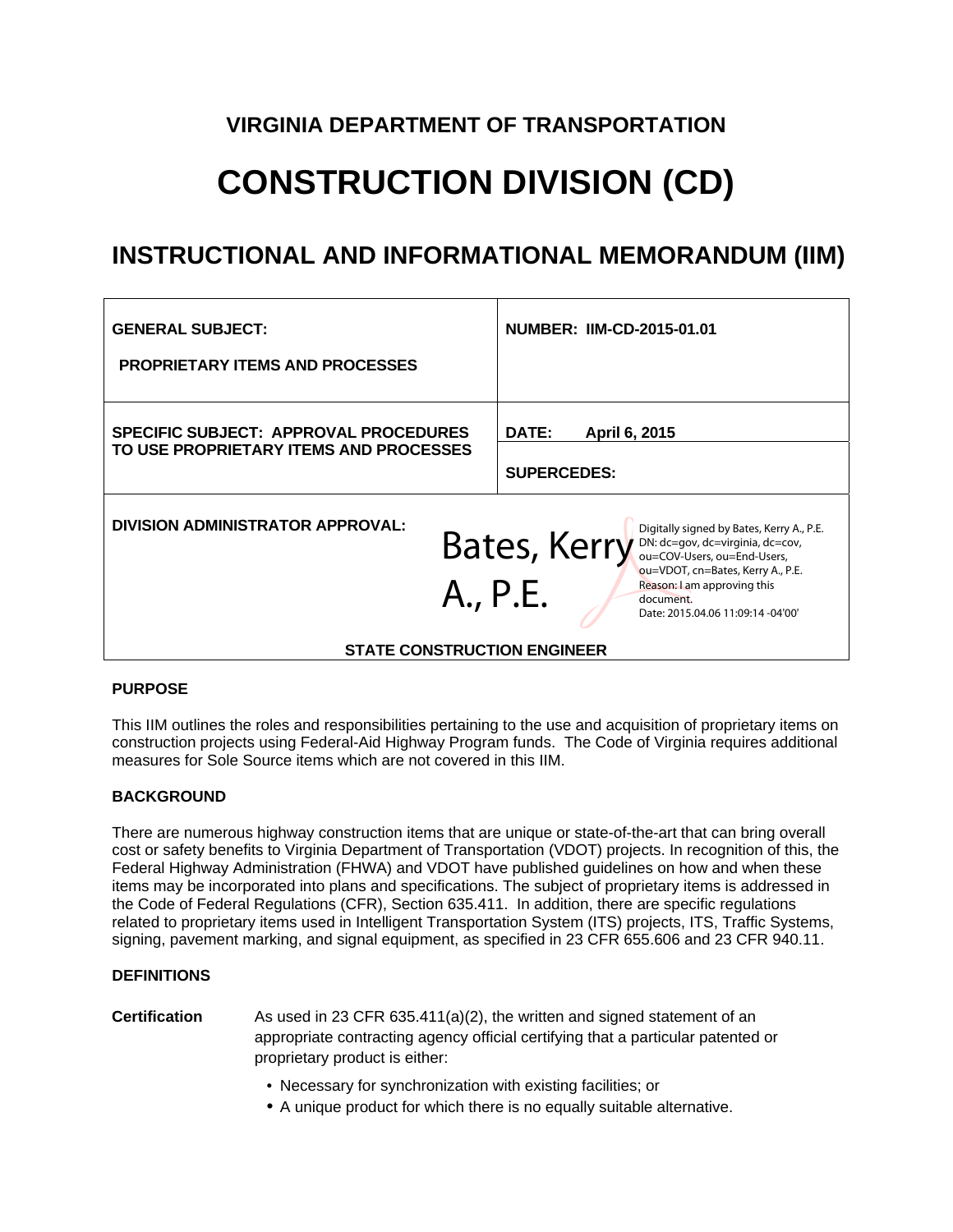# VIRGINIA DEPARTMENT OF TRANSPORTATION

# CONSTRUCTION DIVISION (CD)

## INSTRUCTIONAL AND INFORMATIONAL MEMORANDUM (IIM)

| GENERAL SUBJECT: PROPRIETARY ITEMS AND PROCESSES | NUMBER: IIM-CD-2015-01.01 |
| --- | --- |
| SPECIFIC SUBJECT: APPROVAL PROCEDURES TO USE PROPRIETARY ITEMS AND PROCESSES | DATE: April 6, 2015 |
| | SUPERCEDES: |
| DIVISION ADMINISTRATOR APPROVAL: Bates, Kerry A., P.E. — Digitally signed by Bates, Kerry A., P.E. DN: dc=gov, dc=virginia, dc=cov, ou=COV-Users, ou=End-Users, ou=VDOT, cn=Bates, Kerry A., P.E. Reason: I am approving this document. Date: 2015.04.06 11:09:14 -04'00' STATE CONSTRUCTION ENGINEER | |

**PURPOSE**

This IIM outlines the roles and responsibilities pertaining to the use and acquisition of proprietary items on construction projects using Federal-Aid Highway Program funds. The Code of Virginia requires additional measures for Sole Source items which are not covered in this IIM.

**BACKGROUND**

There are numerous highway construction items that are unique or state-of-the-art that can bring overall cost or safety benefits to Virginia Department of Transportation (VDOT) projects. In recognition of this, the Federal Highway Administration (FHWA) and VDOT have published guidelines on how and when these items may be incorporated into plans and specifications. The subject of proprietary items is addressed in the Code of Federal Regulations (CFR), Section 635.411. In addition, there are specific regulations related to proprietary items used in Intelligent Transportation System (ITS) projects, ITS, Traffic Systems, signing, pavement marking, and signal equipment, as specified in 23 CFR 655.606 and 23 CFR 940.11.

**DEFINITIONS**

**Certification** As used in 23 CFR 635.411(a)(2), the written and signed statement of an appropriate contracting agency official certifying that a particular patented or proprietary product is either:

- Necessary for synchronization with existing facilities; or
- A unique product for which there is no equally suitable alternative.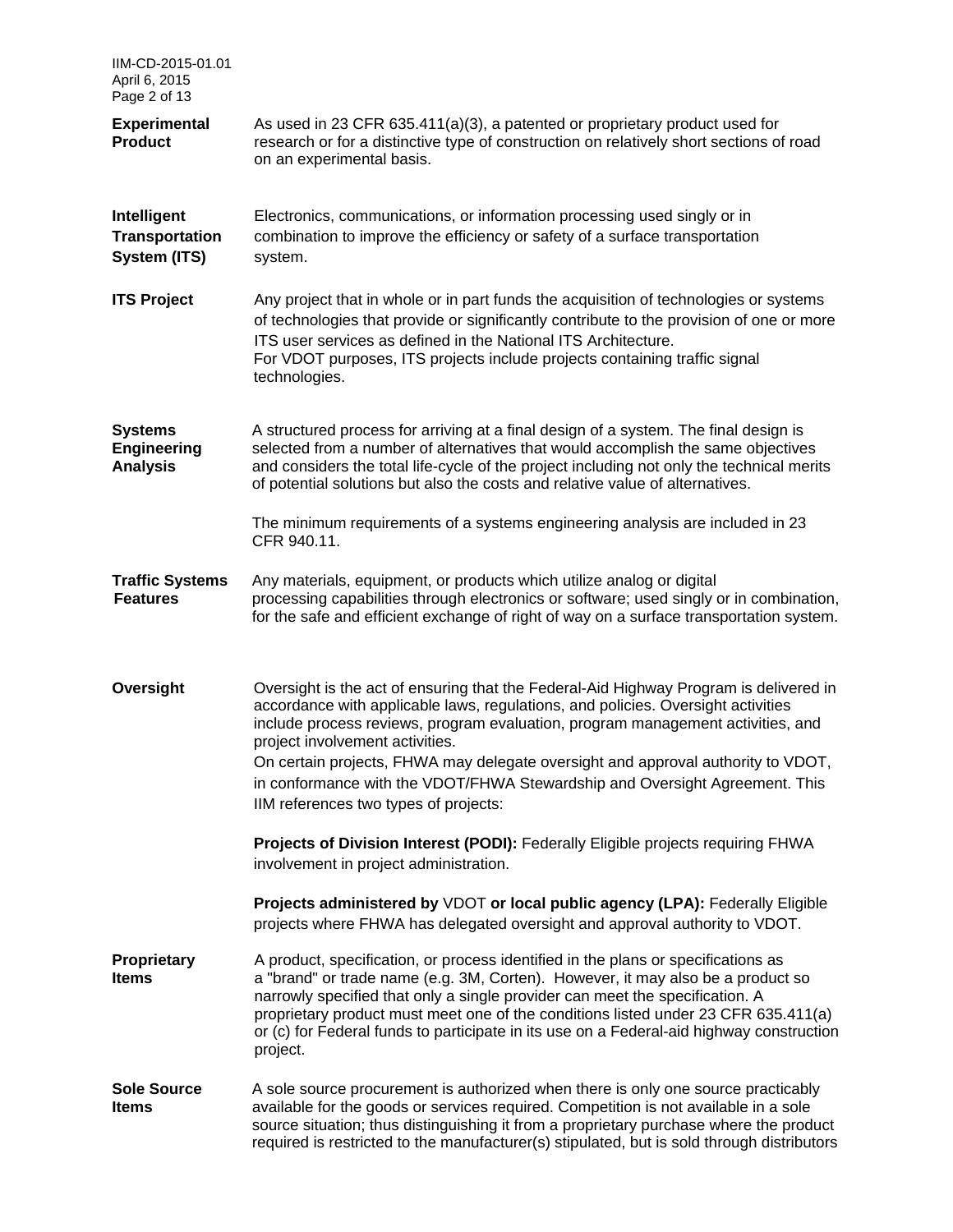**Experimental Product**
As used in 23 CFR 635.411(a)(3), a patented or proprietary product used for research or for a distinctive type of construction on relatively short sections of road on an experimental basis.

**Intelligent Transportation System (ITS)**
Electronics, communications, or information processing used singly or in combination to improve the efficiency or safety of a surface transportation system.

**ITS Project**
Any project that in whole or in part funds the acquisition of technologies or systems of technologies that provide or significantly contribute to the provision of one or more ITS user services as defined in the National ITS Architecture.
For VDOT purposes, ITS projects include projects containing traffic signal technologies.

**Systems Engineering Analysis**
A structured process for arriving at a final design of a system. The final design is selected from a number of alternatives that would accomplish the same objectives and considers the total life-cycle of the project including not only the technical merits of potential solutions but also the costs and relative value of alternatives.

The minimum requirements of a systems engineering analysis are included in 23 CFR 940.11.

**Traffic Systems Features**
Any materials, equipment, or products which utilize analog or digital processing capabilities through electronics or software; used singly or in combination, for the safe and efficient exchange of right of way on a surface transportation system.

**Oversight**
Oversight is the act of ensuring that the Federal-Aid Highway Program is delivered in accordance with applicable laws, regulations, and policies. Oversight activities include process reviews, program evaluation, program management activities, and project involvement activities.
On certain projects, FHWA may delegate oversight and approval authority to VDOT, in conformance with the VDOT/FHWA Stewardship and Oversight Agreement. This IIM references two types of projects:

**Projects of Division Interest (PODI):** Federally Eligible projects requiring FHWA involvement in project administration.

**Projects administered by** VDOT **or local public agency (LPA):** Federally Eligible projects where FHWA has delegated oversight and approval authority to VDOT.

**Proprietary Items**
A product, specification, or process identified in the plans or specifications as a "brand" or trade name (e.g. 3M, Corten). However, it may also be a product so narrowly specified that only a single provider can meet the specification. A proprietary product must meet one of the conditions listed under 23 CFR 635.411(a) or (c) for Federal funds to participate in its use on a Federal-aid highway construction project.

**Sole Source Items**
A sole source procurement is authorized when there is only one source practicably available for the goods or services required. Competition is not available in a sole source situation; thus distinguishing it from a proprietary purchase where the product required is restricted to the manufacturer(s) stipulated, but is sold through distributors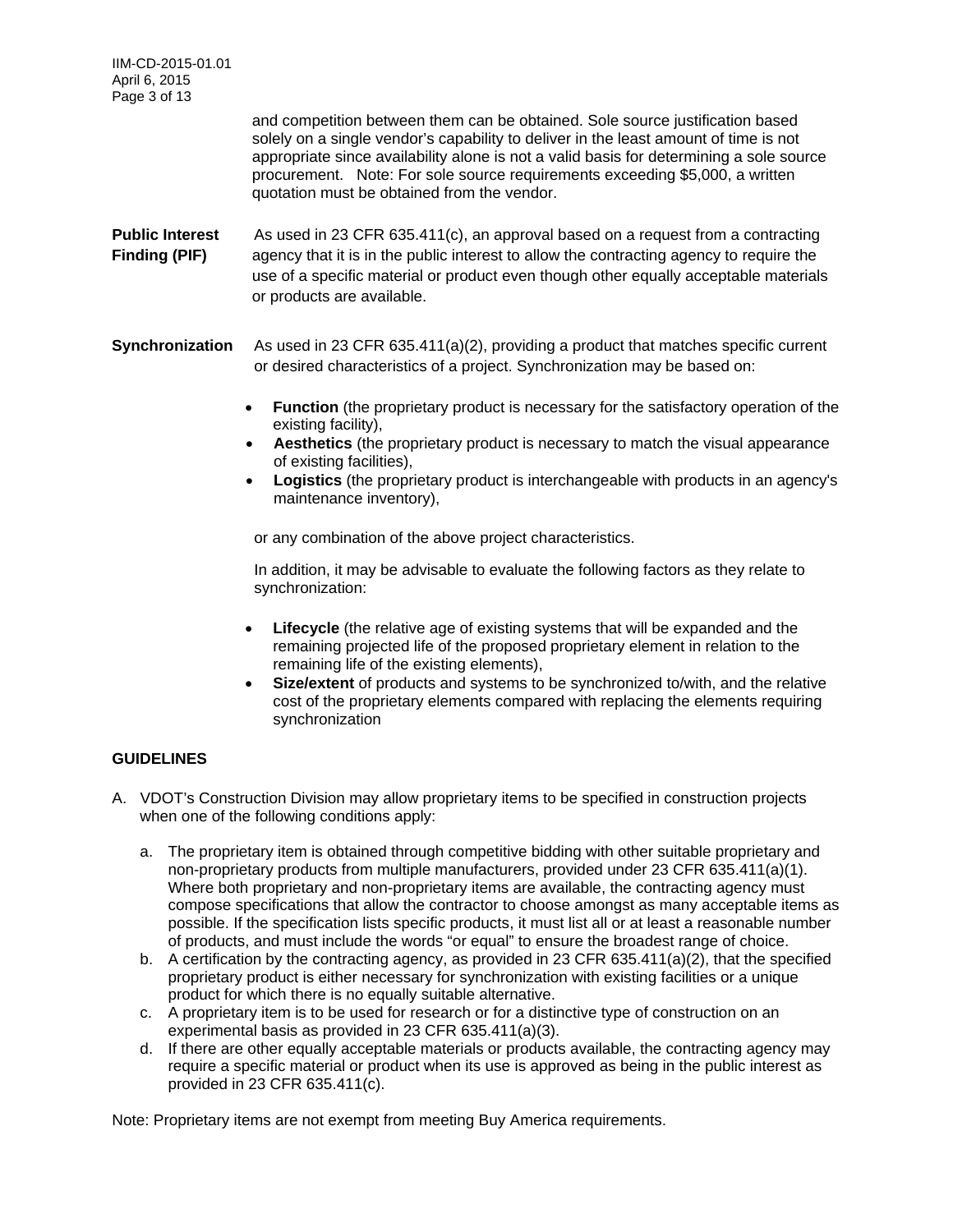and competition between them can be obtained. Sole source justification based solely on a single vendor's capability to deliver in the least amount of time is not appropriate since availability alone is not a valid basis for determining a sole source procurement. Note: For sole source requirements exceeding $5,000, a written quotation must be obtained from the vendor.

**Public Interest Finding (PIF)** As used in 23 CFR 635.411(c), an approval based on a request from a contracting agency that it is in the public interest to allow the contracting agency to require the use of a specific material or product even though other equally acceptable materials or products are available.

**Synchronization** As used in 23 CFR 635.411(a)(2), providing a product that matches specific current or desired characteristics of a project. Synchronization may be based on:

- **Function** (the proprietary product is necessary for the satisfactory operation of the existing facility),
- **Aesthetics** (the proprietary product is necessary to match the visual appearance of existing facilities),
- **Logistics** (the proprietary product is interchangeable with products in an agency's maintenance inventory),

or any combination of the above project characteristics.

In addition, it may be advisable to evaluate the following factors as they relate to synchronization:

- **Lifecycle** (the relative age of existing systems that will be expanded and the remaining projected life of the proposed proprietary element in relation to the remaining life of the existing elements),
- **Size/extent** of products and systems to be synchronized to/with, and the relative cost of the proprietary elements compared with replacing the elements requiring synchronization

## GUIDELINES

A. VDOT's Construction Division may allow proprietary items to be specified in construction projects when one of the following conditions apply:

   a. The proprietary item is obtained through competitive bidding with other suitable proprietary and non-proprietary products from multiple manufacturers, provided under 23 CFR 635.411(a)(1). Where both proprietary and non-proprietary items are available, the contracting agency must compose specifications that allow the contractor to choose amongst as many acceptable items as possible. If the specification lists specific products, it must list all or at least a reasonable number of products, and must include the words "or equal" to ensure the broadest range of choice.
   b. A certification by the contracting agency, as provided in 23 CFR 635.411(a)(2), that the specified proprietary product is either necessary for synchronization with existing facilities or a unique product for which there is no equally suitable alternative.
   c. A proprietary item is to be used for research or for a distinctive type of construction on an experimental basis as provided in 23 CFR 635.411(a)(3).
   d. If there are other equally acceptable materials or products available, the contracting agency may require a specific material or product when its use is approved as being in the public interest as provided in 23 CFR 635.411(c).

Note: Proprietary items are not exempt from meeting Buy America requirements.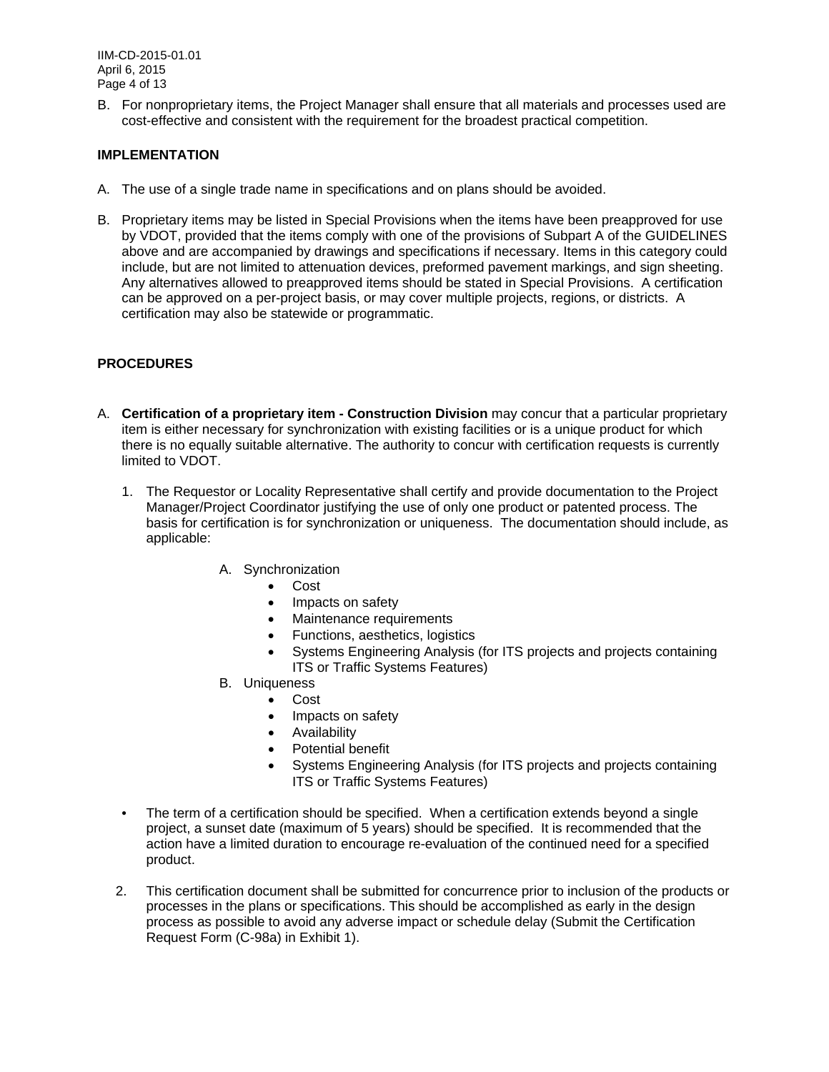B. For nonproprietary items, the Project Manager shall ensure that all materials and processes used are cost-effective and consistent with the requirement for the broadest practical competition.

**IMPLEMENTATION**

A. The use of a single trade name in specifications and on plans should be avoided.

B. Proprietary items may be listed in Special Provisions when the items have been preapproved for use by VDOT, provided that the items comply with one of the provisions of Subpart A of the GUIDELINES above and are accompanied by drawings and specifications if necessary. Items in this category could include, but are not limited to attenuation devices, preformed pavement markings, and sign sheeting. Any alternatives allowed to preapproved items should be stated in Special Provisions. A certification can be approved on a per-project basis, or may cover multiple projects, regions, or districts. A certification may also be statewide or programmatic.

**PROCEDURES**

A. **Certification of a proprietary item - Construction Division** may concur that a particular proprietary item is either necessary for synchronization with existing facilities or is a unique product for which there is no equally suitable alternative. The authority to concur with certification requests is currently limited to VDOT.

   1. The Requestor or Locality Representative shall certify and provide documentation to the Project Manager/Project Coordinator justifying the use of only one product or patented process. The basis for certification is for synchronization or uniqueness. The documentation should include, as applicable:

      A. Synchronization
         - Cost
         - Impacts on safety
         - Maintenance requirements
         - Functions, aesthetics, logistics
         - Systems Engineering Analysis (for ITS projects and projects containing ITS or Traffic Systems Features)

      B. Uniqueness
         - Cost
         - Impacts on safety
         - Availability
         - Potential benefit
         - Systems Engineering Analysis (for ITS projects and projects containing ITS or Traffic Systems Features)

   - The term of a certification should be specified. When a certification extends beyond a single project, a sunset date (maximum of 5 years) should be specified. It is recommended that the action have a limited duration to encourage re-evaluation of the continued need for a specified product.

   2. This certification document shall be submitted for concurrence prior to inclusion of the products or processes in the plans or specifications. This should be accomplished as early in the design process as possible to avoid any adverse impact or schedule delay (Submit the Certification Request Form (C-98a) in Exhibit 1).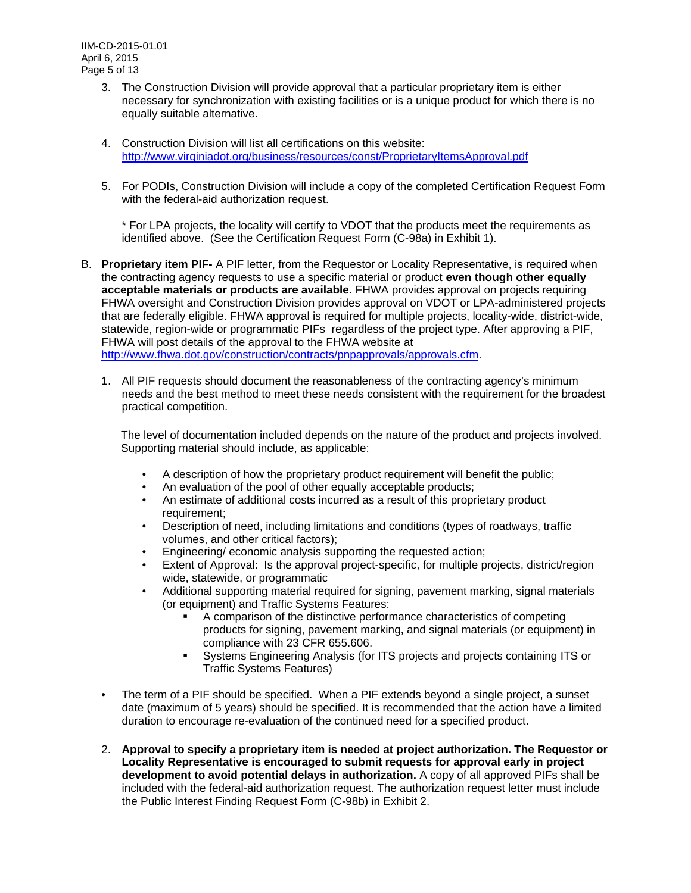3. The Construction Division will provide approval that a particular proprietary item is either necessary for synchronization with existing facilities or is a unique product for which there is no equally suitable alternative.

4. Construction Division will list all certifications on this website: [http://www.virginiadot.org/business/resources/const/ProprietaryItemsApproval.pdf](http://www.virginiadot.org/business/resources/const/ProprietaryItemsApproval.pdf)

5. For PODIs, Construction Division will include a copy of the completed Certification Request Form with the federal-aid authorization request.

   * For LPA projects, the locality will certify to VDOT that the products meet the requirements as identified above. (See the Certification Request Form (C-98a) in Exhibit 1).

B. **Proprietary item PIF-** A PIF letter, from the Requestor or Locality Representative, is required when the contracting agency requests to use a specific material or product **even though other equally acceptable materials or products are available.** FHWA provides approval on projects requiring FHWA oversight and Construction Division provides approval on VDOT or LPA-administered projects that are federally eligible. FHWA approval is required for multiple projects, locality-wide, district-wide, statewide, region-wide or programmatic PIFs regardless of the project type. After approving a PIF, FHWA will post details of the approval to the FHWA website at [http://www.fhwa.dot.gov/construction/contracts/pnpapprovals/approvals.cfm](http://www.fhwa.dot.gov/construction/contracts/pnpapprovals/approvals.cfm).

1. All PIF requests should document the reasonableness of the contracting agency's minimum needs and the best method to meet these needs consistent with the requirement for the broadest practical competition.

   The level of documentation included depends on the nature of the product and projects involved. Supporting material should include, as applicable:

   - A description of how the proprietary product requirement will benefit the public;
   - An evaluation of the pool of other equally acceptable products;
   - An estimate of additional costs incurred as a result of this proprietary product requirement;
   - Description of need, including limitations and conditions (types of roadways, traffic volumes, and other critical factors);
   - Engineering/ economic analysis supporting the requested action;
   - Extent of Approval: Is the approval project-specific, for multiple projects, district/region wide, statewide, or programmatic
   - Additional supporting material required for signing, pavement marking, signal materials (or equipment) and Traffic Systems Features:
     - A comparison of the distinctive performance characteristics of competing products for signing, pavement marking, and signal materials (or equipment) in compliance with 23 CFR 655.606.
     - Systems Engineering Analysis (for ITS projects and projects containing ITS or Traffic Systems Features)

- The term of a PIF should be specified. When a PIF extends beyond a single project, a sunset date (maximum of 5 years) should be specified. It is recommended that the action have a limited duration to encourage re-evaluation of the continued need for a specified product.

2. **Approval to specify a proprietary item is needed at project authorization. The Requestor or Locality Representative is encouraged to submit requests for approval early in project development to avoid potential delays in authorization.** A copy of all approved PIFs shall be included with the federal-aid authorization request. The authorization request letter must include the Public Interest Finding Request Form (C-98b) in Exhibit 2.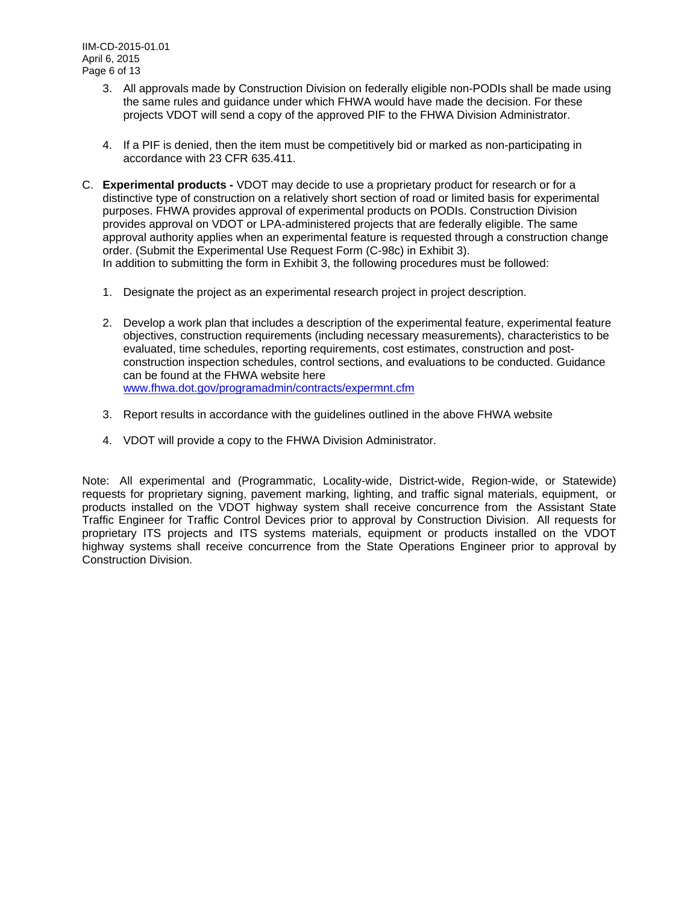3. All approvals made by Construction Division on federally eligible non-PODIs shall be made using the same rules and guidance under which FHWA would have made the decision. For these projects VDOT will send a copy of the approved PIF to the FHWA Division Administrator.

4. If a PIF is denied, then the item must be competitively bid or marked as non-participating in accordance with 23 CFR 635.411.

C. **Experimental products -** VDOT may decide to use a proprietary product for research or for a distinctive type of construction on a relatively short section of road or limited basis for experimental purposes. FHWA provides approval of experimental products on PODIs. Construction Division provides approval on VDOT or LPA-administered projects that are federally eligible. The same approval authority applies when an experimental feature is requested through a construction change order. (Submit the Experimental Use Request Form (C-98c) in Exhibit 3).
In addition to submitting the form in Exhibit 3, the following procedures must be followed:

1. Designate the project as an experimental research project in project description.

2. Develop a work plan that includes a description of the experimental feature, experimental feature objectives, construction requirements (including necessary measurements), characteristics to be evaluated, time schedules, reporting requirements, cost estimates, construction and post-construction inspection schedules, control sections, and evaluations to be conducted. Guidance can be found at the FHWA website here [www.fhwa.dot.gov/programadmin/contracts/expermnt.cfm](www.fhwa.dot.gov/programadmin/contracts/expermnt.cfm)

3. Report results in accordance with the guidelines outlined in the above FHWA website

4. VDOT will provide a copy to the FHWA Division Administrator.

Note: All experimental and (Programmatic, Locality-wide, District-wide, Region-wide, or Statewide) requests for proprietary signing, pavement marking, lighting, and traffic signal materials, equipment, or products installed on the VDOT highway system shall receive concurrence from the Assistant State Traffic Engineer for Traffic Control Devices prior to approval by Construction Division. All requests for proprietary ITS projects and ITS systems materials, equipment or products installed on the VDOT highway systems shall receive concurrence from the State Operations Engineer prior to approval by Construction Division.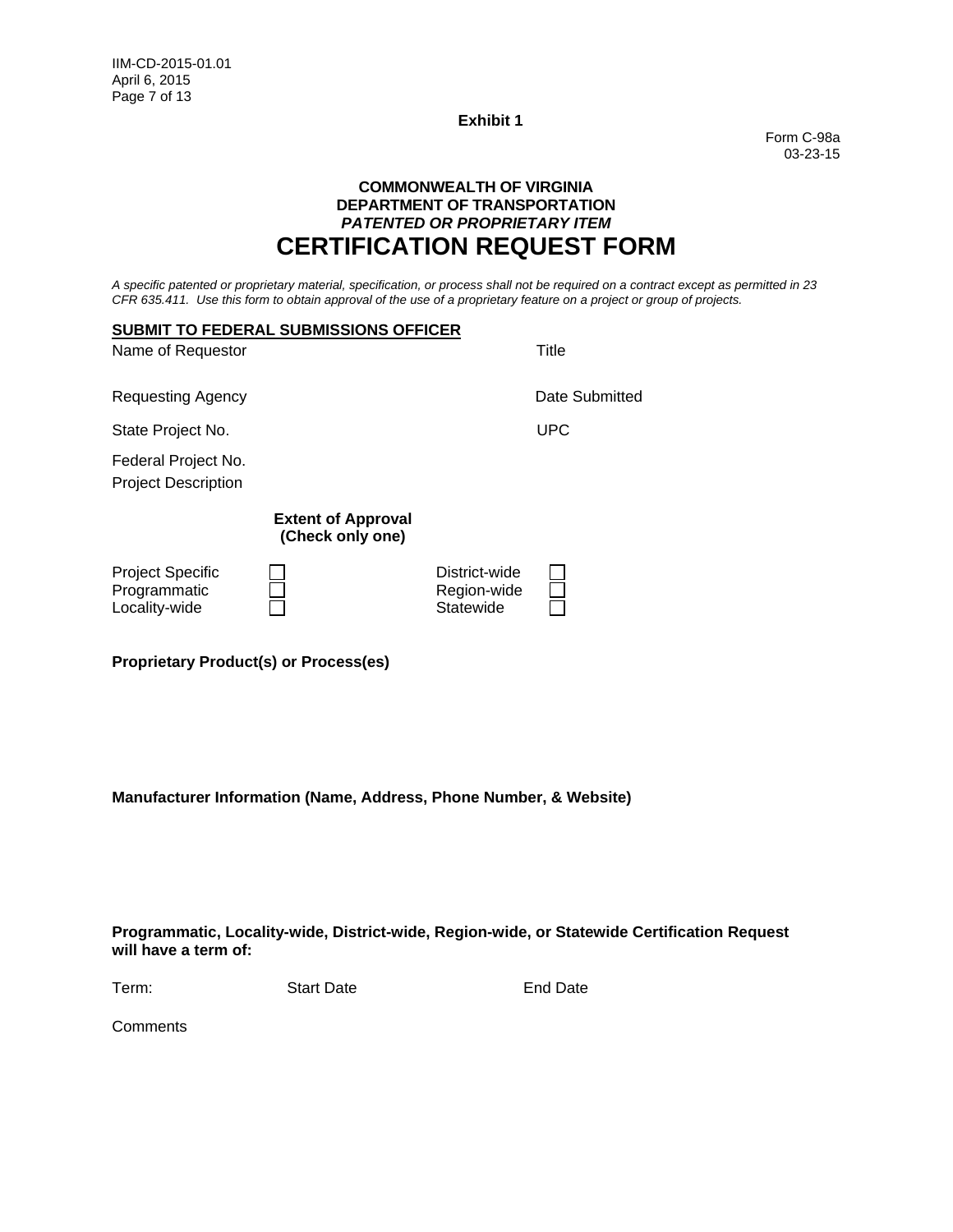**Exhibit 1**

Form C-98a
03-23-15

**COMMONWEALTH OF VIRGINIA**
**DEPARTMENT OF TRANSPORTATION**
***PATENTED OR PROPRIETARY ITEM***

# CERTIFICATION REQUEST FORM

*A specific patented or proprietary material, specification, or process shall not be required on a contract except as permitted in 23 CFR 635.411. Use this form to obtain approval of the use of a proprietary feature on a project or group of projects.*

**SUBMIT TO FEDERAL SUBMISSIONS OFFICER**

Name of Requestor | Title

Requesting Agency | Date Submitted

State Project No. | UPC

Federal Project No.

Project Description

**Extent of Approval**
**(Check only one)**

| | | | |
|---|---|---|---|
| Project Specific | ☐ | District-wide | ☐ |
| Programmatic | ☐ | Region-wide | ☐ |
| Locality-wide | ☐ | Statewide | ☐ |

**Proprietary Product(s) or Process(es)**

**Manufacturer Information (Name, Address, Phone Number, & Website)**

**Programmatic, Locality-wide, District-wide, Region-wide, or Statewide Certification Request will have a term of:**

Term: Start Date End Date

Comments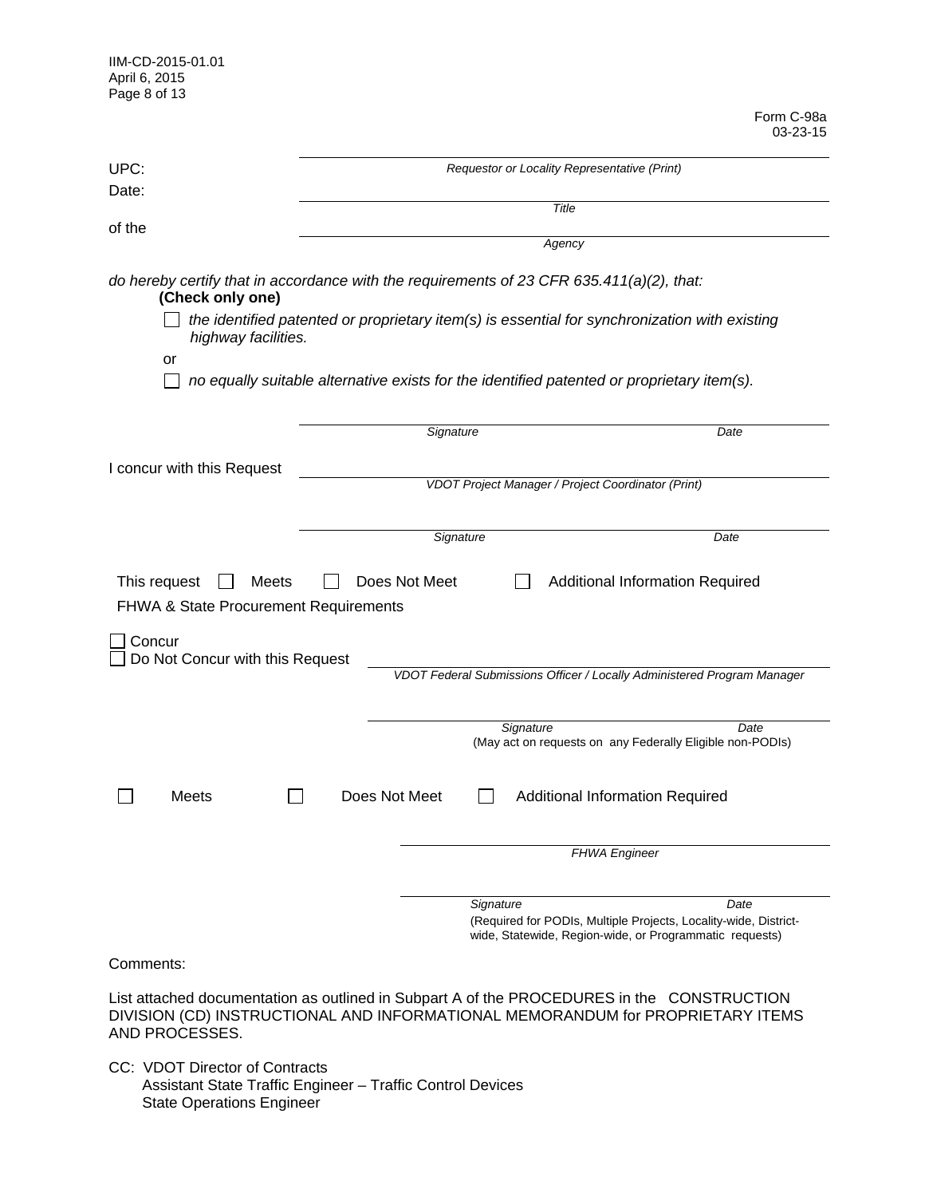Form C-98a
03-23-15

UPC: ______________________ *Requestor or Locality Representative (Print)*

Date: ______________________ *Title*

of the ______________________ *Agency*

*do hereby certify that in accordance with the requirements of 23 CFR 635.411(a)(2), that:*

**(Check only one)**

☐ *the identified patented or proprietary item(s) is essential for synchronization with existing highway facilities.*

or

☐ *no equally suitable alternative exists for the identified patented or proprietary item(s).*

______________________ *Signature* ______________________ *Date*

I concur with this Request ______________________ *VDOT Project Manager / Project Coordinator (Print)*

______________________ *Signature* ______________________ *Date*

This request ☐ Meets ☐ Does Not Meet ☐ Additional Information Required

FHWA & State Procurement Requirements

☐ Concur

☐ Do Not Concur with this Request ______________________ *VDOT Federal Submissions Officer / Locally Administered Program Manager*

______________________ *Signature* ______________________ *Date*

(May act on requests on any Federally Eligible non-PODIs)

☐ Meets ☐ Does Not Meet ☐ Additional Information Required

______________________ *FHWA Engineer*

______________________ *Signature* ______________________ *Date*

(Required for PODIs, Multiple Projects, Locality-wide, District-wide, Statewide, Region-wide, or Programmatic requests)

Comments:

List attached documentation as outlined in Subpart A of the PROCEDURES in the CONSTRUCTION DIVISION (CD) INSTRUCTIONAL AND INFORMATIONAL MEMORANDUM for PROPRIETARY ITEMS AND PROCESSES.

CC: VDOT Director of Contracts
Assistant State Traffic Engineer – Traffic Control Devices
State Operations Engineer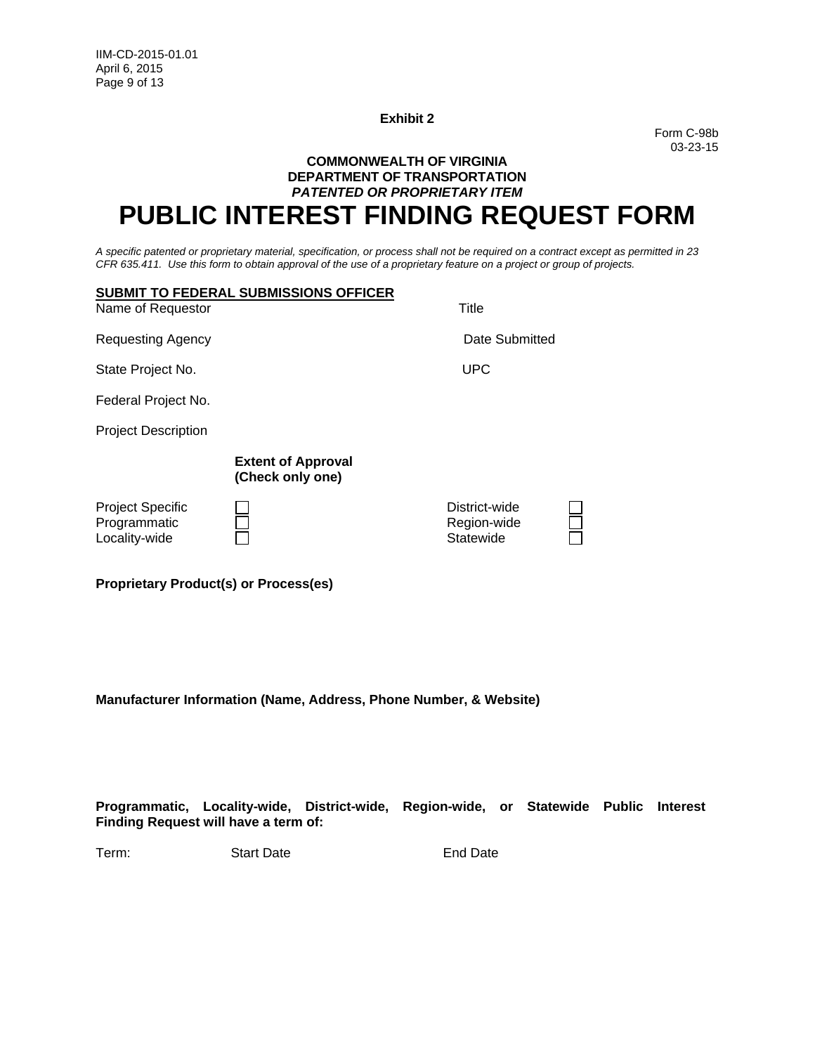**Exhibit 2**

Form C-98b
03-23-15

**COMMONWEALTH OF VIRGINIA**
**DEPARTMENT OF TRANSPORTATION**
***PATENTED OR PROPRIETARY ITEM***

# PUBLIC INTEREST FINDING REQUEST FORM

*A specific patented or proprietary material, specification, or process shall not be required on a contract except as permitted in 23 CFR 635.411. Use this form to obtain approval of the use of a proprietary feature on a project or group of projects.*

**SUBMIT TO FEDERAL SUBMISSIONS OFFICER**

Name of Requestor | Title

Requesting Agency | Date Submitted

State Project No. | UPC

Federal Project No.

Project Description

**Extent of Approval**
**(Check only one)**

| | | | |
|---|---|---|---|
| Project Specific | ☐ | District-wide | ☐ |
| Programmatic | ☐ | Region-wide | ☐ |
| Locality-wide | ☐ | Statewide | ☐ |

**Proprietary Product(s) or Process(es)**

**Manufacturer Information (Name, Address, Phone Number, & Website)**

**Programmatic, Locality-wide, District-wide, Region-wide, or Statewide Public Interest Finding Request will have a term of:**

Term: Start Date End Date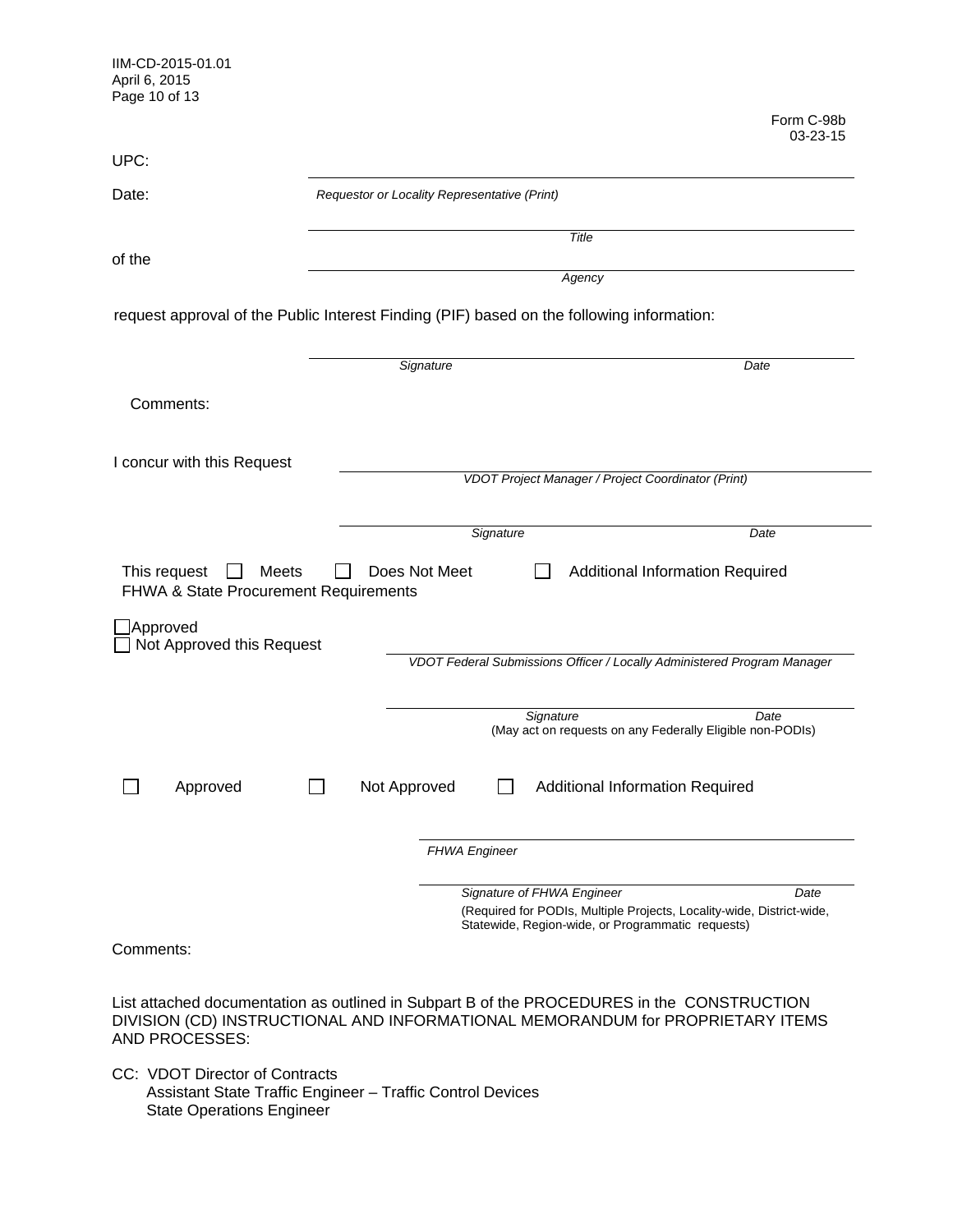Form C-98b
03-23-15

UPC:

Date: \_\_\_\_\_\_\_\_\_\_\_\_\_\_\_\_\_\_\_\_\_\_\_\_\_\_\_\_\_\_\_\_\_\_\_\_\_\_\_\_

*Requestor or Locality Representative (Print)*

\_\_\_\_\_\_\_\_\_\_\_\_\_\_\_\_\_\_\_\_\_\_\_\_\_\_\_\_\_\_\_\_\_\_\_\_\_\_\_\_

*Title*

of the \_\_\_\_\_\_\_\_\_\_\_\_\_\_\_\_\_\_\_\_\_\_\_\_\_\_\_\_\_\_\_\_\_\_\_\_\_\_\_\_

*Agency*

request approval of the Public Interest Finding (PIF) based on the following information:

\_\_\_\_\_\_\_\_\_\_\_\_\_\_\_\_\_\_\_\_\_\_\_\_\_\_\_\_\_\_\_\_\_\_\_\_\_\_\_\_

*Signature* *Date*

Comments:

I concur with this Request \_\_\_\_\_\_\_\_\_\_\_\_\_\_\_\_\_\_\_\_\_\_\_\_\_\_\_\_\_\_\_\_\_\_\_\_\_\_\_\_

*VDOT Project Manager / Project Coordinator (Print)*

\_\_\_\_\_\_\_\_\_\_\_\_\_\_\_\_\_\_\_\_\_\_\_\_\_\_\_\_\_\_\_\_\_\_\_\_\_\_\_\_

*Signature* *Date*

This request ☐ Meets ☐ Does Not Meet ☐ Additional Information Required
FHWA & State Procurement Requirements

☐ Approved
☐ Not Approved this Request

\_\_\_\_\_\_\_\_\_\_\_\_\_\_\_\_\_\_\_\_\_\_\_\_\_\_\_\_\_\_\_\_\_\_\_\_\_\_\_\_

*VDOT Federal Submissions Officer / Locally Administered Program Manager*

\_\_\_\_\_\_\_\_\_\_\_\_\_\_\_\_\_\_\_\_\_\_\_\_\_\_\_\_\_\_\_\_\_\_\_\_\_\_\_\_

*Signature* *Date*
(May act on requests on any Federally Eligible non-PODIs)

☐ Approved ☐ Not Approved ☐ Additional Information Required

\_\_\_\_\_\_\_\_\_\_\_\_\_\_\_\_\_\_\_\_\_\_\_\_\_\_\_\_\_\_\_\_\_\_\_\_\_\_\_\_

*FHWA Engineer*

\_\_\_\_\_\_\_\_\_\_\_\_\_\_\_\_\_\_\_\_\_\_\_\_\_\_\_\_\_\_\_\_\_\_\_\_\_\_\_\_

*Signature of FHWA Engineer* *Date*
(Required for PODIs, Multiple Projects, Locality-wide, District-wide, Statewide, Region-wide, or Programmatic requests)

Comments:

List attached documentation as outlined in Subpart B of the PROCEDURES in the CONSTRUCTION DIVISION (CD) INSTRUCTIONAL AND INFORMATIONAL MEMORANDUM for PROPRIETARY ITEMS AND PROCESSES:

CC: VDOT Director of Contracts
Assistant State Traffic Engineer – Traffic Control Devices
State Operations Engineer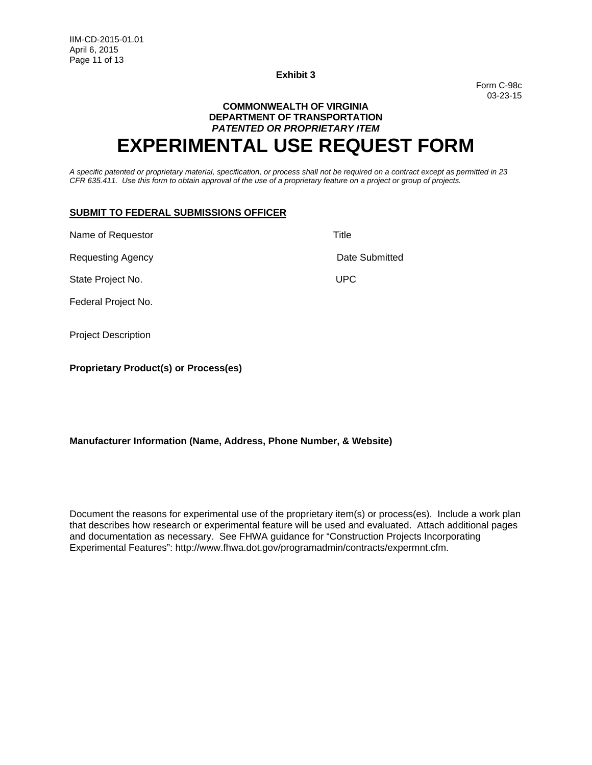**Exhibit 3**

Form C-98c
03-23-15

**COMMONWEALTH OF VIRGINIA**
**DEPARTMENT OF TRANSPORTATION**
***PATENTED OR PROPRIETARY ITEM***

# EXPERIMENTAL USE REQUEST FORM

*A specific patented or proprietary material, specification, or process shall not be required on a contract except as permitted in 23 CFR 635.411. Use this form to obtain approval of the use of a proprietary feature on a project or group of projects.*

**SUBMIT TO FEDERAL SUBMISSIONS OFFICER**

Name of Requestor    Title

Requesting Agency    Date Submitted

State Project No.    UPC

Federal Project No.

Project Description

**Proprietary Product(s) or Process(es)**

**Manufacturer Information (Name, Address, Phone Number, & Website)**

Document the reasons for experimental use of the proprietary item(s) or process(es). Include a work plan that describes how research or experimental feature will be used and evaluated. Attach additional pages and documentation as necessary. See FHWA guidance for "Construction Projects Incorporating Experimental Features": http://www.fhwa.dot.gov/programadmin/contracts/expermnt.cfm.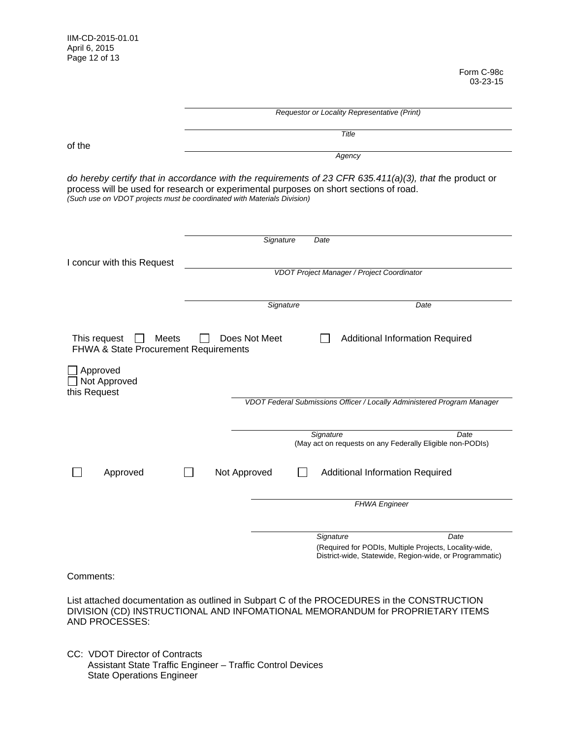Form C-98c
03-23-15

\_\_\_\_\_\_\_\_\_\_\_\_\_\_\_\_\_\_\_\_\_\_\_\_\_\_\_\_\_\_\_\_\_\_\_\_\_\_\_\_\_\_\_\_
*Requestor or Locality Representative (Print)*

\_\_\_\_\_\_\_\_\_\_\_\_\_\_\_\_\_\_\_\_\_\_\_\_\_\_\_\_\_\_\_\_\_\_\_\_\_\_\_\_\_\_\_\_
*Title*

of the \_\_\_\_\_\_\_\_\_\_\_\_\_\_\_\_\_\_\_\_\_\_\_\_\_\_\_\_\_\_\_\_\_\_\_\_\_\_\_\_\_\_\_\_
*Agency*

*do hereby certify that in accordance with the requirements of 23 CFR 635.411(a)(3), that t*he product or process will be used for research or experimental purposes on short sections of road.
*(Such use on VDOT projects must be coordinated with Materials Division)*

\_\_\_\_\_\_\_\_\_\_\_\_\_\_\_\_\_\_\_\_\_\_\_\_\_\_\_\_\_\_\_\_\_\_\_\_\_\_\_\_\_\_\_\_
*Signature* *Date*

I concur with this Request \_\_\_\_\_\_\_\_\_\_\_\_\_\_\_\_\_\_\_\_\_\_\_\_\_\_\_\_\_\_\_\_\_\_\_\_\_\_\_\_\_\_\_\_
*VDOT Project Manager / Project Coordinator*

\_\_\_\_\_\_\_\_\_\_\_\_\_\_\_\_\_\_\_\_\_\_\_\_\_\_\_\_\_\_\_\_\_\_\_\_\_\_\_\_\_\_\_\_
*Signature* *Date*

This request ☐ Meets ☐ Does Not Meet ☐ Additional Information Required
FHWA & State Procurement Requirements

☐ Approved
☐ Not Approved
this Request

\_\_\_\_\_\_\_\_\_\_\_\_\_\_\_\_\_\_\_\_\_\_\_\_\_\_\_\_\_\_\_\_\_\_\_\_\_\_\_\_\_\_\_\_
*VDOT Federal Submissions Officer / Locally Administered Program Manager*

\_\_\_\_\_\_\_\_\_\_\_\_\_\_\_\_\_\_\_\_\_\_\_\_\_\_\_\_\_\_\_\_\_\_\_\_\_\_\_\_\_\_\_\_
*Signature* *Date*
(May act on requests on any Federally Eligible non-PODIs)

☐ Approved ☐ Not Approved ☐ Additional Information Required

\_\_\_\_\_\_\_\_\_\_\_\_\_\_\_\_\_\_\_\_\_\_\_\_\_\_\_\_\_\_\_\_\_\_\_\_\_\_\_\_\_\_\_\_
*FHWA Engineer*

\_\_\_\_\_\_\_\_\_\_\_\_\_\_\_\_\_\_\_\_\_\_\_\_\_\_\_\_\_\_\_\_\_\_\_\_\_\_\_\_\_\_\_\_
*Signature* *Date*
(Required for PODIs, Multiple Projects, Locality-wide, District-wide, Statewide, Region-wide, or Programmatic)

Comments:

List attached documentation as outlined in Subpart C of the PROCEDURES in the CONSTRUCTION DIVISION (CD) INSTRUCTIONAL AND INFOMATIONAL MEMORANDUM for PROPRIETARY ITEMS AND PROCESSES:

CC: VDOT Director of Contracts
Assistant State Traffic Engineer – Traffic Control Devices
State Operations Engineer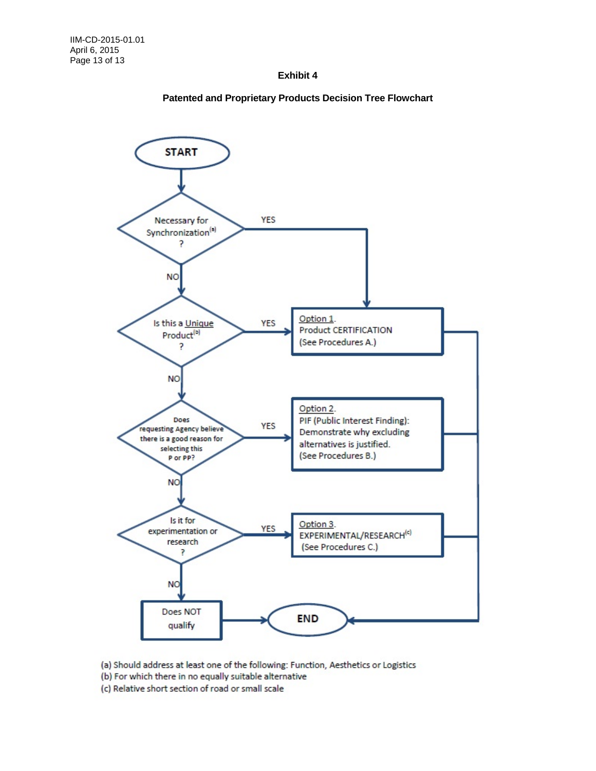**Exhibit 4**

**Patented and Proprietary Products Decision Tree Flowchart**

START

Necessary for Synchronization[a] ?

YES

NO

Is this a Unique Product[b] ?

YES

Option 1.
Product CERTIFICATION
(See Procedures A.)

NO

Does requesting Agency believe there is a good reason for selecting this P or PP?

YES

Option 2.
PIF (Public Interest Finding): Demonstrate why excluding alternatives is justified.
(See Procedures B.)

NO

Is it for experimentation or research ?

YES

Option 3.
EXPERIMENTAL/RESEARCH[c]
(See Procedures C.)

NO

Does NOT qualify

END

(a) Should address at least one of the following: Function, Aesthetics or Logistics
(b) For which there in no equally suitable alternative
(c) Relative short section of road or small scale